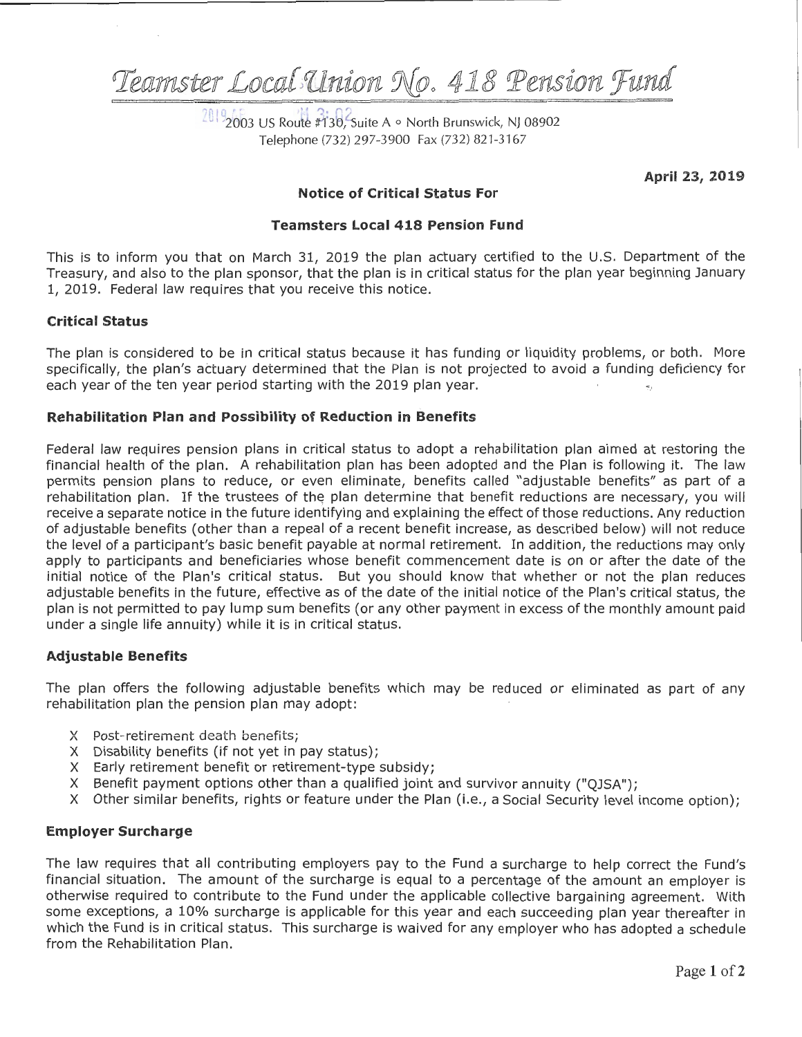# Teamster Local Union No. 418 Pension Fund

2003 US Route #130, Suite A ◦ North Brunswick, NJ 08902
Telephone (732) 297-3900 Fax (732) 821-3167

**April 23, 2019**

## Notice of Critical Status For

## Teamsters Local 418 Pension Fund

This is to inform you that on March 31, 2019 the plan actuary certified to the U.S. Department of the Treasury, and also to the plan sponsor, that the plan is in critical status for the plan year beginning January 1, 2019. Federal law requires that you receive this notice.

### Critical Status

The plan is considered to be in critical status because it has funding or liquidity problems, or both. More specifically, the plan's actuary determined that the Plan is not projected to avoid a funding deficiency for each year of the ten year period starting with the 2019 plan year.

### Rehabilitation Plan and Possibility of Reduction in Benefits

Federal law requires pension plans in critical status to adopt a rehabilitation plan aimed at restoring the financial health of the plan. A rehabilitation plan has been adopted and the Plan is following it. The law permits pension plans to reduce, or even eliminate, benefits called "adjustable benefits" as part of a rehabilitation plan. If the trustees of the plan determine that benefit reductions are necessary, you will receive a separate notice in the future identifying and explaining the effect of those reductions. Any reduction of adjustable benefits (other than a repeal of a recent benefit increase, as described below) will not reduce the level of a participant's basic benefit payable at normal retirement. In addition, the reductions may only apply to participants and beneficiaries whose benefit commencement date is on or after the date of the initial notice of the Plan's critical status. But you should know that whether or not the plan reduces adjustable benefits in the future, effective as of the date of the initial notice of the Plan's critical status, the plan is not permitted to pay lump sum benefits (or any other payment in excess of the monthly amount paid under a single life annuity) while it is in critical status.

### Adjustable Benefits

The plan offers the following adjustable benefits which may be reduced or eliminated as part of any rehabilitation plan the pension plan may adopt:

- X Post-retirement death benefits;
- X Disability benefits (if not yet in pay status);
- X Early retirement benefit or retirement-type subsidy;
- X Benefit payment options other than a qualified joint and survivor annuity ("QJSA");
- X Other similar benefits, rights or feature under the Plan (i.e., a Social Security level income option);

### Employer Surcharge

The law requires that all contributing employers pay to the Fund a surcharge to help correct the Fund's financial situation. The amount of the surcharge is equal to a percentage of the amount an employer is otherwise required to contribute to the Fund under the applicable collective bargaining agreement. With some exceptions, a 10% surcharge is applicable for this year and each succeeding plan year thereafter in which the Fund is in critical status. This surcharge is waived for any employer who has adopted a schedule from the Rehabilitation Plan.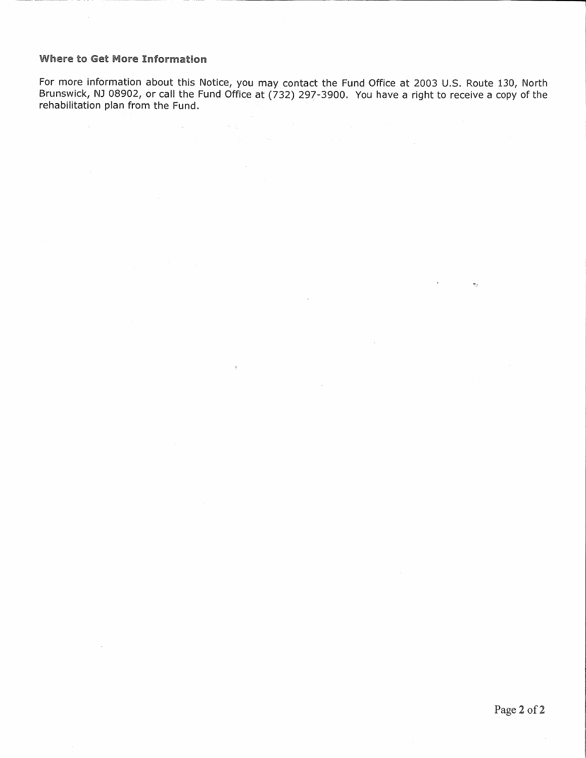### Where to Get More Information

For more information about this Notice, you may contact the Fund Office at 2003 U.S. Route 130, North Brunswick, NJ 08902, or call the Fund Office at (732) 297-3900. You have a right to receive a copy of the rehabilitation plan from the Fund.